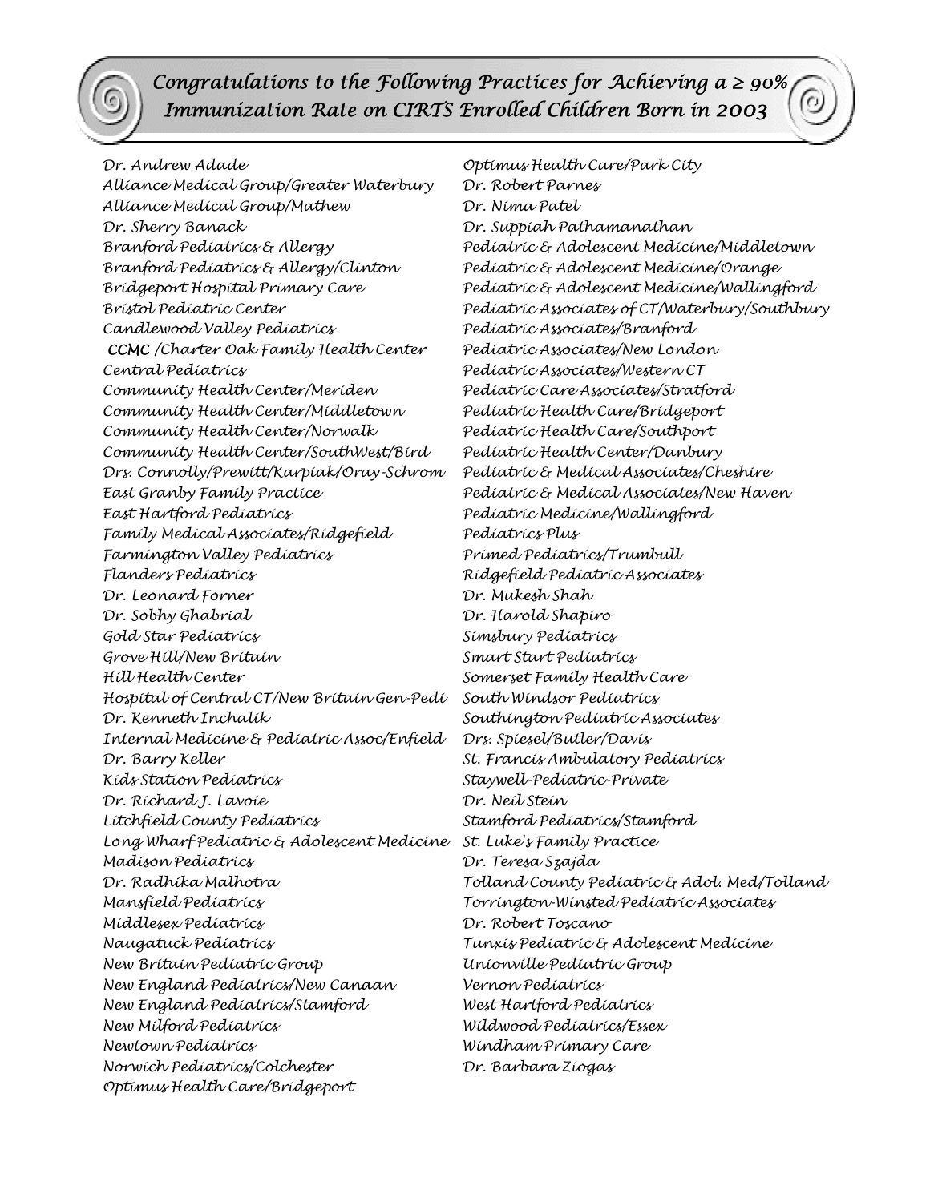# Congratulations to the Following Practices for Achieving a ≥ 90% Immunization Rate on CIRTS Enrolled Children Born in 2003

Dr. Andrew Adade
Alliance Medical Group/Greater Waterbury
Alliance Medical Group/Mathew
Dr. Sherry Banack
Branford Pediatrics & Allergy
Branford Pediatrics & Allergy/Clinton
Bridgeport Hospital Primary Care
Bristol Pediatric Center
Candlewood Valley Pediatrics
CCMC /Charter Oak Family Health Center
Central Pediatrics
Community Health Center/Meriden
Community Health Center/Middletown
Community Health Center/Norwalk
Community Health Center/SouthWest/Bird
Drs. Connolly/Prewitt/Karpiak/Oray-Schrom
East Granby Family Practice
East Hartford Pediatrics
Family Medical Associates/Ridgefield
Farmington Valley Pediatrics
Flanders Pediatrics
Dr. Leonard Forner
Dr. Sobhy Ghabrial
Gold Star Pediatrics
Grove Hill/New Britain
Hill Health Center
Hospital of Central CT/New Britain Gen-Pedi
Dr. Kenneth Inchalik
Internal Medicine & Pediatric Assoc/Enfield
Dr. Barry Keller
Kids Station Pediatrics
Dr. Richard J. Lavoie
Litchfield County Pediatrics
Long Wharf Pediatric & Adolescent Medicine
Madison Pediatrics
Dr. Radhika Malhotra
Mansfield Pediatrics
Middlesex Pediatrics
Naugatuck Pediatrics
New Britain Pediatric Group
New England Pediatrics/New Canaan
New England Pediatrics/Stamford
New Milford Pediatrics
Newtown Pediatrics
Norwich Pediatrics/Colchester
Optimus Health Care/Bridgeport
Optimus Health Care/Park City
Dr. Robert Parnes
Dr. Nima Patel
Dr. Suppiah Pathamanathan
Pediatric & Adolescent Medicine/Middletown
Pediatric & Adolescent Medicine/Orange
Pediatric & Adolescent Medicine/Wallingford
Pediatric Associates of CT/Waterbury/Southbury
Pediatric Associates/Branford
Pediatric Associates/New London
Pediatric Associates/Western CT
Pediatric Care Associates/Stratford
Pediatric Health Care/Bridgeport
Pediatric Health Care/Southport
Pediatric Health Center/Danbury
Pediatric & Medical Associates/Cheshire
Pediatric & Medical Associates/New Haven
Pediatric Medicine/Wallingford
Pediatrics Plus
Primed Pediatrics/Trumbull
Ridgefield Pediatric Associates
Dr. Mukesh Shah
Dr. Harold Shapiro
Simsbury Pediatrics
Smart Start Pediatrics
Somerset Family Health Care
South Windsor Pediatrics
Southington Pediatric Associates
Drs. Spiesel/Butler/Davis
St. Francis Ambulatory Pediatrics
Staywell-Pediatric-Private
Dr. Neil Stein
Stamford Pediatrics/Stamford
St. Luke's Family Practice
Dr. Teresa Szajda
Tolland County Pediatric & Adol. Med/Tolland
Torrington-Winsted Pediatric Associates
Dr. Robert Toscano
Tunxis Pediatric & Adolescent Medicine
Unionville Pediatric Group
Vernon Pediatrics
West Hartford Pediatrics
Wildwood Pediatrics/Essex
Windham Primary Care
Dr. Barbara Ziogas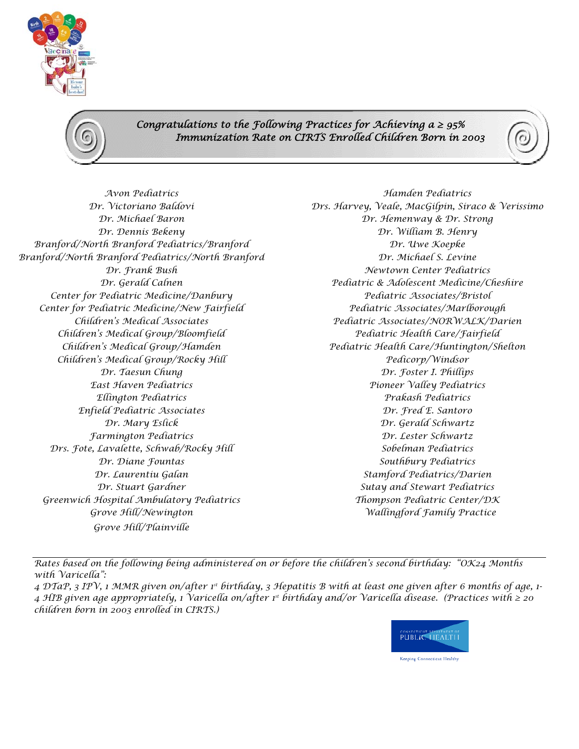## *Congratulations to the Following Practices for Achieving a ≥ 95% Immunization Rate on CIRTS Enrolled Children Born in 2003*

*Avon Pediatrics*
*Dr. Victoriano Baldovi*
*Dr. Michael Baron*
*Dr. Dennis Bekeny*
*Branford/North Branford Pediatrics/Branford*
*Branford/North Branford Pediatrics/North Branford*
*Dr. Frank Bush*
*Dr. Gerald Calnen*
*Center for Pediatric Medicine/Danbury*
*Center for Pediatric Medicine/New Fairfield*
*Children's Medical Associates*
*Children's Medical Group/Bloomfield*
*Children's Medical Group/Hamden*
*Children's Medical Group/Rocky Hill*
*Dr. Taesun Chung*
*East Haven Pediatrics*
*Ellington Pediatrics*
*Enfield Pediatric Associates*
*Dr. Mary Eslick*
*Farmington Pediatrics*
*Drs. Fote, Lavalette, Schwab/Rocky Hill*
*Dr. Diane Fountas*
*Dr. Laurentiu Galan*
*Dr. Stuart Gardner*
*Greenwich Hospital Ambulatory Pediatrics*
*Grove Hill/Newington*
*Grove Hill/Plainville*
*Hamden Pediatrics*
*Drs. Harvey, Veale, MacGilpin, Siraco & Verissimo*
*Dr. Hemenway & Dr. Strong*
*Dr. William B. Henry*
*Dr. Uwe Koepke*
*Dr. Michael S. Levine*
*Newtown Center Pediatrics*
*Pediatric & Adolescent Medicine/Cheshire*
*Pediatric Associates/Bristol*
*Pediatric Associates/Marlborough*
*Pediatric Associates/NORWALK/Darien*
*Pediatric Health Care/Fairfield*
*Pediatric Health Care/Huntington/Shelton*
*Pedicorp/Windsor*
*Dr. Foster I. Phillips*
*Pioneer Valley Pediatrics*
*Prakash Pediatrics*
*Dr. Fred E. Santoro*
*Dr. Gerald Schwartz*
*Dr. Lester Schwartz*
*Sobelman Pediatrics*
*Southbury Pediatrics*
*Stamford Pediatrics/Darien*
*Sutay and Stewart Pediatrics*
*Thompson Pediatric Center/DK*
*Wallingford Family Practice*

---

*Rates based on the following being administered on or before the children's second birthday: "OK24 Months with Varicella":*
*4 DTaP, 3 IPV, 1 MMR given on/after 1st birthday, 3 Hepatitis B with at least one given after 6 months of age, 1-4 HIB given age appropriately, 1 Varicella on/after 1st birthday and/or Varicella disease. (Practices with ≥ 20 children born in 2003 enrolled in CIRTS.)*

CONNECTICUT DEPARTMENT OF PUBLIC HEALTH
Keeping Connecticut Healthy